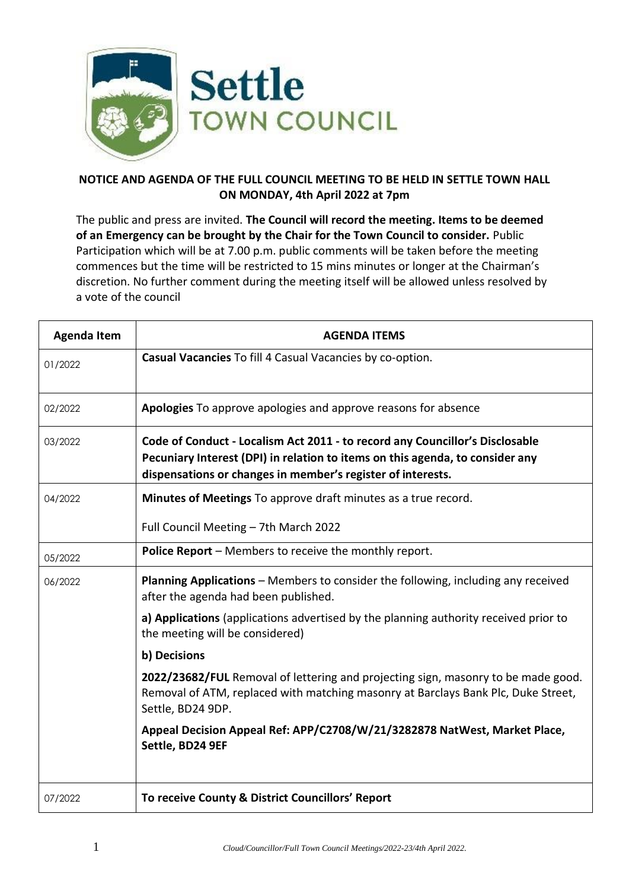**Settle TOWN COUNCIL**

**NOTICE AND AGENDA OF THE FULL COUNCIL MEETING TO BE HELD IN SETTLE TOWN HALL ON MONDAY, 4th April 2022 at 7pm**

The public and press are invited. **The Council will record the meeting. Items to be deemed of an Emergency can be brought by the Chair for the Town Council to consider.** Public Participation which will be at 7.00 p.m. public comments will be taken before the meeting commences but the time will be restricted to 15 mins minutes or longer at the Chairman's discretion. No further comment during the meeting itself will be allowed unless resolved by a vote of the council

| Agenda Item | AGENDA ITEMS |
|---|---|
| 01/2022 | **Casual Vacancies** To fill 4 Casual Vacancies by co-option. |
| 02/2022 | **Apologies** To approve apologies and approve reasons for absence |
| 03/2022 | **Code of Conduct - Localism Act 2011 - to record any Councillor's Disclosable Pecuniary Interest (DPI) in relation to items on this agenda, to consider any dispensations or changes in member's register of interests.** |
| 04/2022 | **Minutes of Meetings** To approve draft minutes as a true record.<br><br>Full Council Meeting – 7th March 2022 |
| 05/2022 | **Police Report** – Members to receive the monthly report. |
| 06/2022 | **Planning Applications** – Members to consider the following, including any received after the agenda had been published.<br><br>**a) Applications** (applications advertised by the planning authority received prior to the meeting will be considered)<br><br>**b) Decisions**<br><br>**2022/23682/FUL** Removal of lettering and projecting sign, masonry to be made good. Removal of ATM, replaced with matching masonry at Barclays Bank Plc, Duke Street, Settle, BD24 9DP.<br><br>**Appeal Decision Appeal Ref: APP/C2708/W/21/3282878 NatWest, Market Place, Settle, BD24 9EF** |
| 07/2022 | **To receive County & District Councillors' Report** |

*Cloud/Councillor/Full Town Council Meetings/2022-23/4th April 2022.*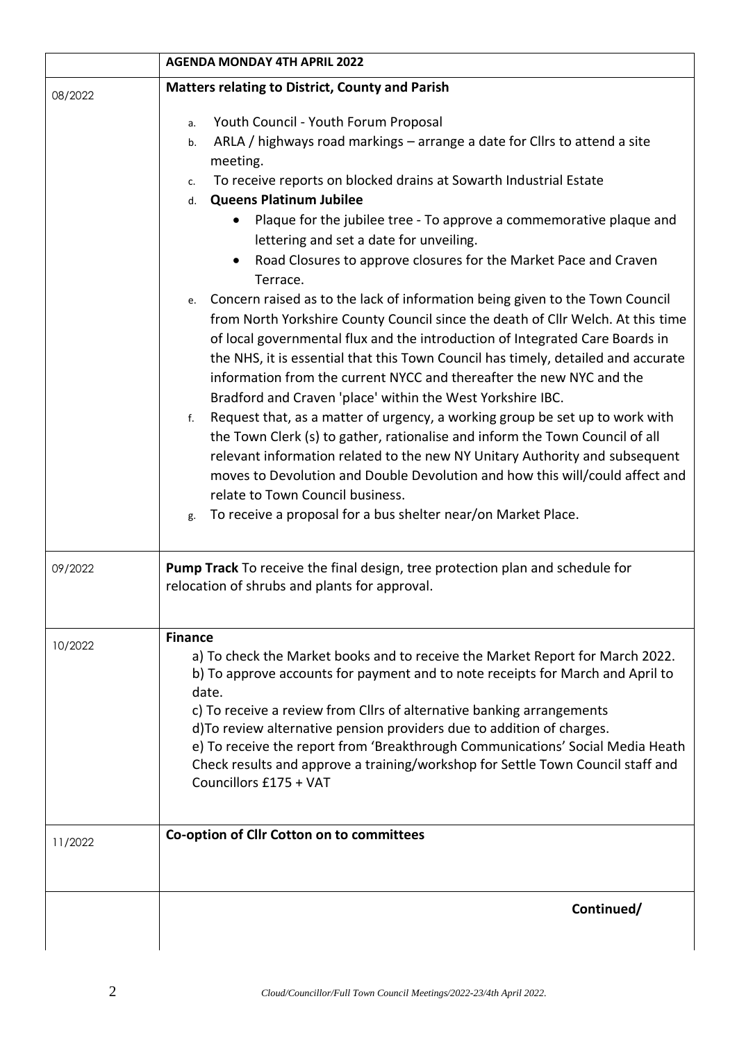| | **AGENDA MONDAY 4TH APRIL 2022** |
|---|---|
| 08/2022 | **Matters relating to District, County and Parish**<br><br>a. Youth Council - Youth Forum Proposal<br>b. ARLA / highways road markings – arrange a date for Cllrs to attend a site meeting.<br>c. To receive reports on blocked drains at Sowarth Industrial Estate<br>d. **Queens Platinum Jubilee**<br>• Plaque for the jubilee tree - To approve a commemorative plaque and lettering and set a date for unveiling.<br>• Road Closures to approve closures for the Market Pace and Craven Terrace.<br>e. Concern raised as to the lack of information being given to the Town Council from North Yorkshire County Council since the death of Cllr Welch. At this time of local governmental flux and the introduction of Integrated Care Boards in the NHS, it is essential that this Town Council has timely, detailed and accurate information from the current NYCC and thereafter the new NYC and the Bradford and Craven 'place' within the West Yorkshire IBC.<br>f. Request that, as a matter of urgency, a working group be set up to work with the Town Clerk (s) to gather, rationalise and inform the Town Council of all relevant information related to the new NY Unitary Authority and subsequent moves to Devolution and Double Devolution and how this will/could affect and relate to Town Council business.<br>g. To receive a proposal for a bus shelter near/on Market Place. |
| 09/2022 | **Pump Track** To receive the final design, tree protection plan and schedule for relocation of shrubs and plants for approval. |
| 10/2022 | **Finance**<br>a) To check the Market books and to receive the Market Report for March 2022.<br>b) To approve accounts for payment and to note receipts for March and April to date.<br>c) To receive a review from Cllrs of alternative banking arrangements<br>d)To review alternative pension providers due to addition of charges.<br>e) To receive the report from 'Breakthrough Communications' Social Media Heath Check results and approve a training/workshop for Settle Town Council staff and Councillors £175 + VAT |
| 11/2022 | **Co-option of Cllr Cotton on to committees** |
| | **Continued/** |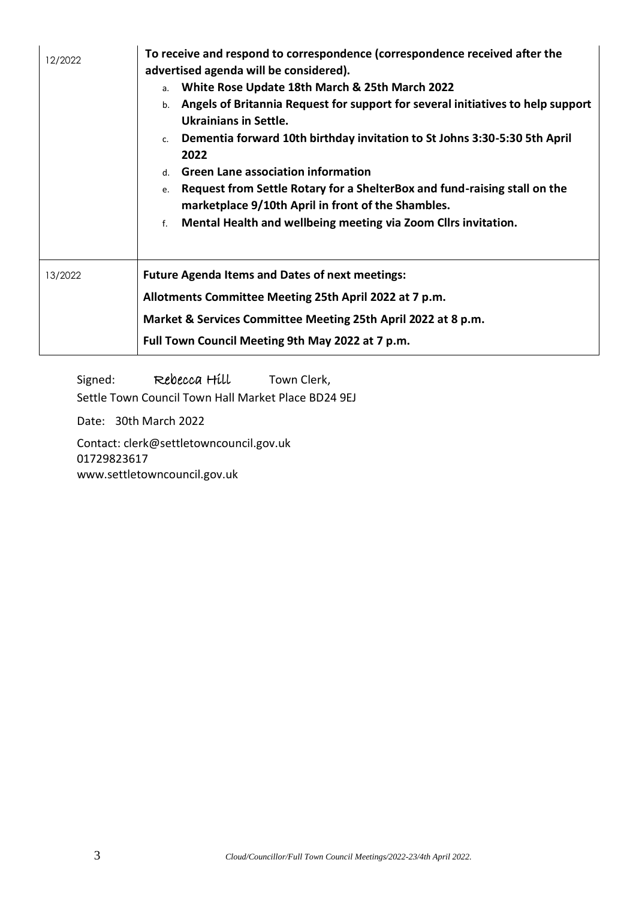| | |
|---|---|
| 12/2022 | **To receive and respond to correspondence (correspondence received after the advertised agenda will be considered).**<br>a. **White Rose Update 18th March & 25th March 2022**<br>b. **Angels of Britannia Request for support for several initiatives to help support Ukrainians in Settle.**<br>c. **Dementia forward 10th birthday invitation to St Johns 3:30-5:30 5th April 2022**<br>d. **Green Lane association information**<br>e. **Request from Settle Rotary for a ShelterBox and fund-raising stall on the marketplace 9/10th April in front of the Shambles.**<br>f. **Mental Health and wellbeing meeting via Zoom Cllrs invitation.** |
| 13/2022 | **Future Agenda Items and Dates of next meetings:**<br>**Allotments Committee Meeting 25th April 2022 at 7 p.m.**<br>**Market & Services Committee Meeting 25th April 2022 at 8 p.m.**<br>**Full Town Council Meeting 9th May 2022 at 7 p.m.** |

Signed: Rebecca Hill Town Clerk,
Settle Town Council Town Hall Market Place BD24 9EJ

Date: 30th March 2022

Contact: clerk@settletowncouncil.gov.uk
01729823617
www.settletowncouncil.gov.uk